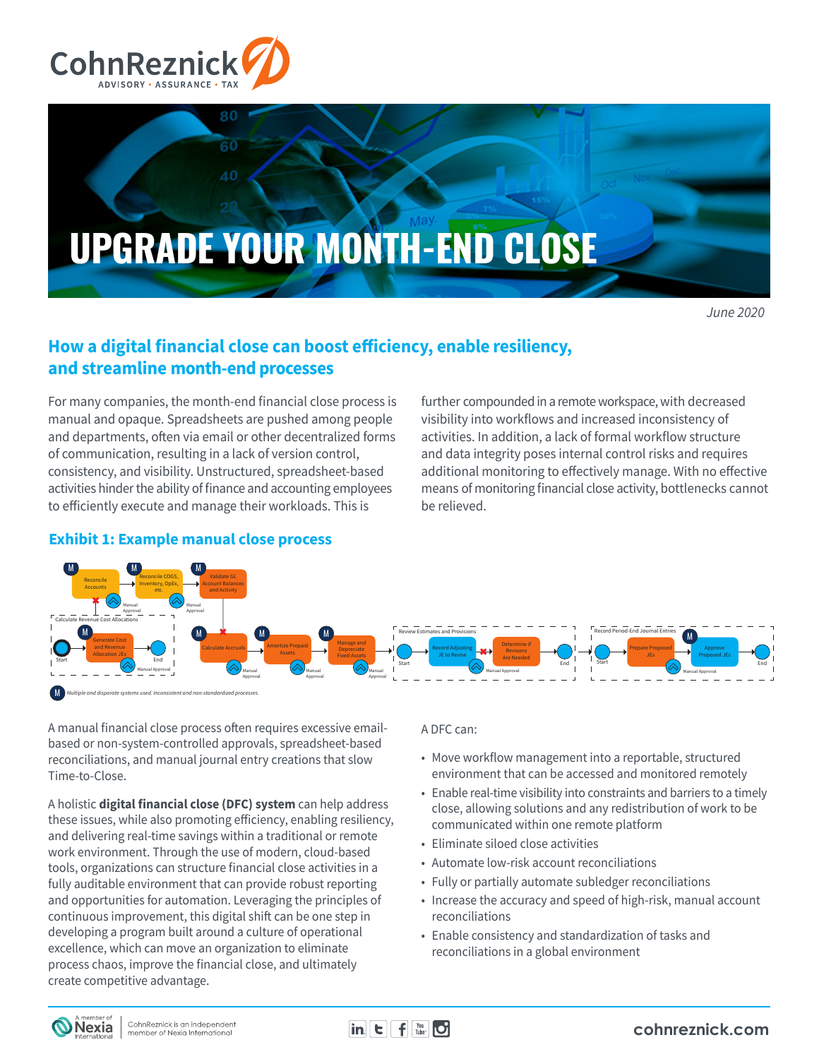# UPGRADE YOUR MONTH-END CLOSE

*June 2020*

## How a digital financial close can boost efficiency, enable resiliency, and streamline month-end processes

For many companies, the month-end financial close process is manual and opaque. Spreadsheets are pushed among people and departments, often via email or other decentralized forms of communication, resulting in a lack of version control, consistency, and visibility. Unstructured, spreadsheet-based activities hinder the ability of finance and accounting employees to efficiently execute and manage their workloads. This is further compounded in a remote workspace, with decreased visibility into workflows and increased inconsistency of activities. In addition, a lack of formal workflow structure and data integrity poses internal control risks and requires additional monitoring to effectively manage. With no effective means of monitoring financial close activity, bottlenecks cannot be relieved.

### Exhibit 1: Example manual close process

Reconcile Accounts → Reconcile COGS, Inventory, OpEx, etc → Validate GL Account Balances and Activity

Calculate Revenue Cost Allocations: Start → Generate Cost and Revenue Allocation JEs → End

Calculate Accruals → Amortize Prepaid Assets → Manage and Depreciate Fixed Assets

Review Estimates and Provisions: Start → Record Adjusting JE to Revise → Determine if Revisions Are Needed → End

Record Period-End Journal Entries: Start → Prepare Proposed JEs → Approve Proposed JEs → End

Manual Approval

*M: Multiple and disparate systems used. Inconsistent and non-standardized processes.*

A manual financial close process often requires excessive email-based or non-system-controlled approvals, spreadsheet-based reconciliations, and manual journal entry creations that slow Time-to-Close.

A holistic **digital financial close (DFC) system** can help address these issues, while also promoting efficiency, enabling resiliency, and delivering real-time savings within a traditional or remote work environment. Through the use of modern, cloud-based tools, organizations can structure financial close activities in a fully auditable environment that can provide robust reporting and opportunities for automation. Leveraging the principles of continuous improvement, this digital shift can be one step in developing a program built around a culture of operational excellence, which can move an organization to eliminate process chaos, improve the financial close, and ultimately create competitive advantage.

A DFC can:

- Move workflow management into a reportable, structured environment that can be accessed and monitored remotely
- Enable real-time visibility into constraints and barriers to a timely close, allowing solutions and any redistribution of work to be communicated within one remote platform
- Eliminate siloed close activities
- Automate low-risk account reconciliations
- Fully or partially automate subledger reconciliations
- Increase the accuracy and speed of high-risk, manual account reconciliations
- Enable consistency and standardization of tasks and reconciliations in a global environment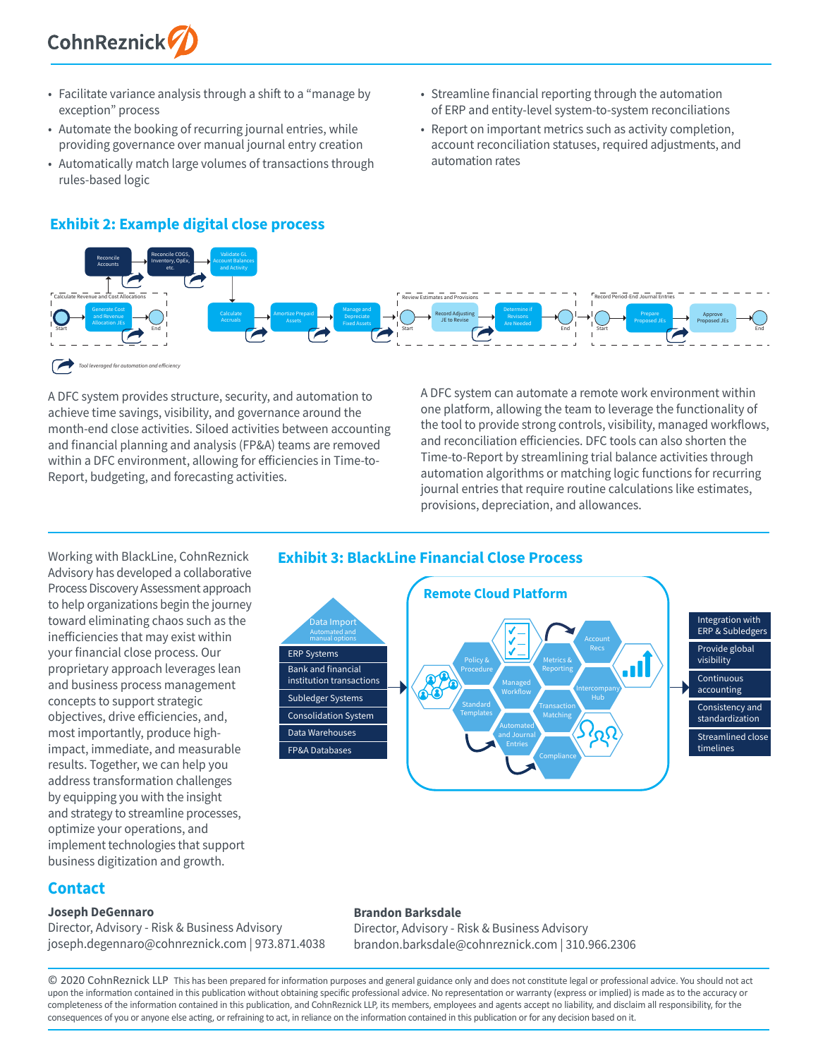- Facilitate variance analysis through a shift to a "manage by exception" process
- Automate the booking of recurring journal entries, while providing governance over manual journal entry creation
- Automatically match large volumes of transactions through rules-based logic
- Streamline financial reporting through the automation of ERP and entity-level system-to-system reconciliations
- Report on important metrics such as activity completion, account reconciliation statuses, required adjustments, and automation rates

## Exhibit 2: Example digital close process

Reconcile Accounts

Reconcile COGS, Inventory, OpEx, etc.

Validate GL Account Balances and Activity

Calculate Revenue and Cost Allocations

Start

Generate Cost and Revenue Allocation JEs

End

Calculate Accruals

Amortize Prepaid Assets

Manage and Depreciate Fixed Assets

Review Estimates and Provisions

Start

Record Adjusting JE to Revise

Determine if Revisons Are Needed

End

Record Period-End Journal Entries

Start

Prepare Proposed JEs

Approve Proposed JEs

End

*Tool leveraged for automation and efficiency*

A DFC system provides structure, security, and automation to achieve time savings, visibility, and governance around the month-end close activities. Siloed activities between accounting and financial planning and analysis (FP&A) teams are removed within a DFC environment, allowing for efficiencies in Time-to-Report, budgeting, and forecasting activities.

A DFC system can automate a remote work environment within one platform, allowing the team to leverage the functionality of the tool to provide strong controls, visibility, managed workflows, and reconciliation efficiencies. DFC tools can also shorten the Time-to-Report by streamlining trial balance activities through automation algorithms or matching logic functions for recurring journal entries that require routine calculations like estimates, provisions, depreciation, and allowances.

Working with BlackLine, CohnReznick Advisory has developed a collaborative Process Discovery Assessment approach to help organizations begin the journey toward eliminating chaos such as the inefficiencies that may exist within your financial close process. Our proprietary approach leverages lean and business process management concepts to support strategic objectives, drive efficiencies, and, most importantly, produce high-impact, immediate, and measurable results. Together, we can help you address transformation challenges by equipping you with the insight and strategy to streamline processes, optimize your operations, and implement technologies that support business digitization and growth.

## Exhibit 3: BlackLine Financial Close Process

Data Import
Automated and manual options

- ERP Systems
- Bank and financial institution transactions
- Subledger Systems
- Consolidation System
- Data Warehouses
- FP&A Databases

Remote Cloud Platform

Policy & Procedure

Managed Workflow

Metrics & Reporting

Account Recs

Standard Templates

Transaction Matching

Intercompany Hub

Automated and Journal Entries

Compliance

- Integration with ERP & Subledgers
- Provide global visibility
- Continuous accounting
- Consistency and standardization
- Streamlined close timelines

## Contact

**Joseph DeGennaro**
Director, Advisory - Risk & Business Advisory
joseph.degennaro@cohnreznick.com | 973.871.4038

**Brandon Barksdale**
Director, Advisory - Risk & Business Advisory
brandon.barksdale@cohnreznick.com | 310.966.2306

© 2020 CohnReznick LLP This has been prepared for information purposes and general guidance only and does not constitute legal or professional advice. You should not act upon the information contained in this publication without obtaining specific professional advice. No representation or warranty (express or implied) is made as to the accuracy or completeness of the information contained in this publication, and CohnReznick LLP, its members, employees and agents accept no liability, and disclaim all responsibility, for the consequences of you or anyone else acting, or refraining to act, in reliance on the information contained in this publication or for any decision based on it.